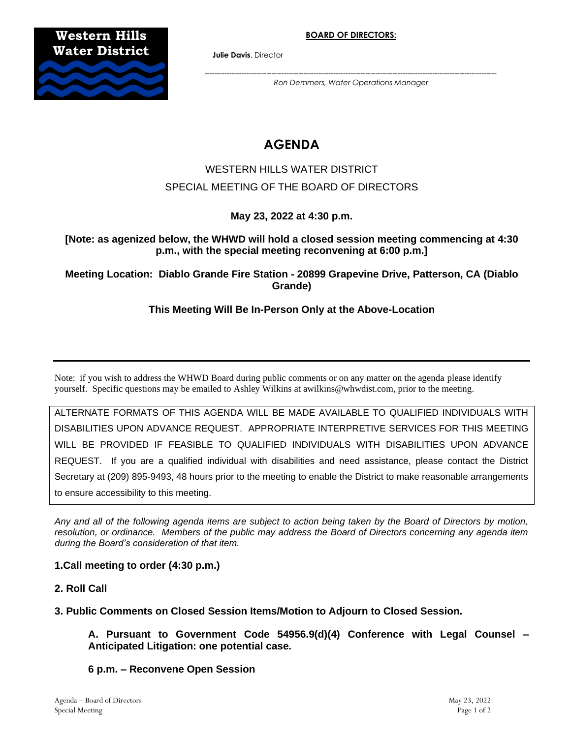**Western Hills Water District**

**BOARD OF DIRECTORS:**

**Julie Davis**, Director

---

*Ron Demmers, Water Operations Manager*

# AGENDA

WESTERN HILLS WATER DISTRICT

SPECIAL MEETING OF THE BOARD OF DIRECTORS

**May 23, 2022 at 4:30 p.m.**

**[Note: as agenized below, the WHWD will hold a closed session meeting commencing at 4:30 p.m., with the special meeting reconvening at 6:00 p.m.]**

**Meeting Location: Diablo Grande Fire Station - 20899 Grapevine Drive, Patterson, CA (Diablo Grande)**

**This Meeting Will Be In-Person Only at the Above-Location**

---

Note: if you wish to address the WHWD Board during public comments or on any matter on the agenda please identify yourself. Specific questions may be emailed to Ashley Wilkins at awilkins@whwdist.com, prior to the meeting.

ALTERNATE FORMATS OF THIS AGENDA WILL BE MADE AVAILABLE TO QUALIFIED INDIVIDUALS WITH DISABILITIES UPON ADVANCE REQUEST. APPROPRIATE INTERPRETIVE SERVICES FOR THIS MEETING WILL BE PROVIDED IF FEASIBLE TO QUALIFIED INDIVIDUALS WITH DISABILITIES UPON ADVANCE REQUEST. If you are a qualified individual with disabilities and need assistance, please contact the District Secretary at (209) 895-9493, 48 hours prior to the meeting to enable the District to make reasonable arrangements to ensure accessibility to this meeting.

*Any and all of the following agenda items are subject to action being taken by the Board of Directors by motion, resolution, or ordinance. Members of the public may address the Board of Directors concerning any agenda item during the Board's consideration of that item.*

**1.Call meeting to order (4:30 p.m.)**

**2. Roll Call**

**3. Public Comments on Closed Session Items/Motion to Adjourn to Closed Session.**

> **A. Pursuant to Government Code 54956.9(d)(4) Conference with Legal Counsel – Anticipated Litigation: one potential case.**
>
> **6 p.m. – Reconvene Open Session**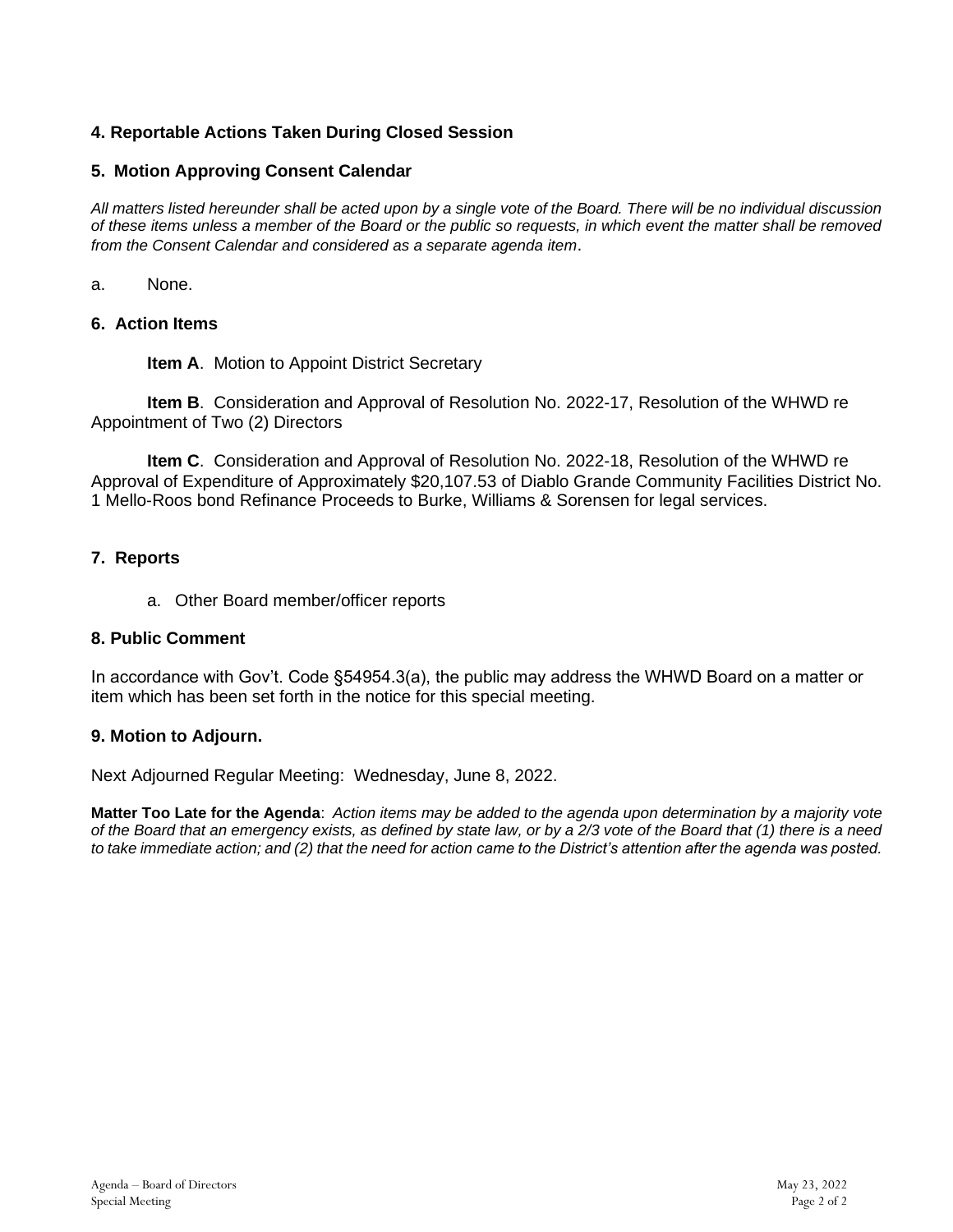## 4. Reportable Actions Taken During Closed Session

## 5. Motion Approving Consent Calendar

*All matters listed hereunder shall be acted upon by a single vote of the Board. There will be no individual discussion of these items unless a member of the Board or the public so requests, in which event the matter shall be removed from the Consent Calendar and considered as a separate agenda item*.

a. None.

## 6. Action Items

**Item A**. Motion to Appoint District Secretary

**Item B**. Consideration and Approval of Resolution No. 2022-17, Resolution of the WHWD re Appointment of Two (2) Directors

**Item C**. Consideration and Approval of Resolution No. 2022-18, Resolution of the WHWD re Approval of Expenditure of Approximately $20,107.53 of Diablo Grande Community Facilities District No. 1 Mello-Roos bond Refinance Proceeds to Burke, Williams & Sorensen for legal services.

## 7. Reports

a. Other Board member/officer reports

## 8. Public Comment

In accordance with Gov't. Code §54954.3(a), the public may address the WHWD Board on a matter or item which has been set forth in the notice for this special meeting.

## 9. Motion to Adjourn.

Next Adjourned Regular Meeting: Wednesday, June 8, 2022.

**Matter Too Late for the Agenda**: *Action items may be added to the agenda upon determination by a majority vote of the Board that an emergency exists, as defined by state law, or by a 2/3 vote of the Board that (1) there is a need to take immediate action; and (2) that the need for action came to the District's attention after the agenda was posted.*